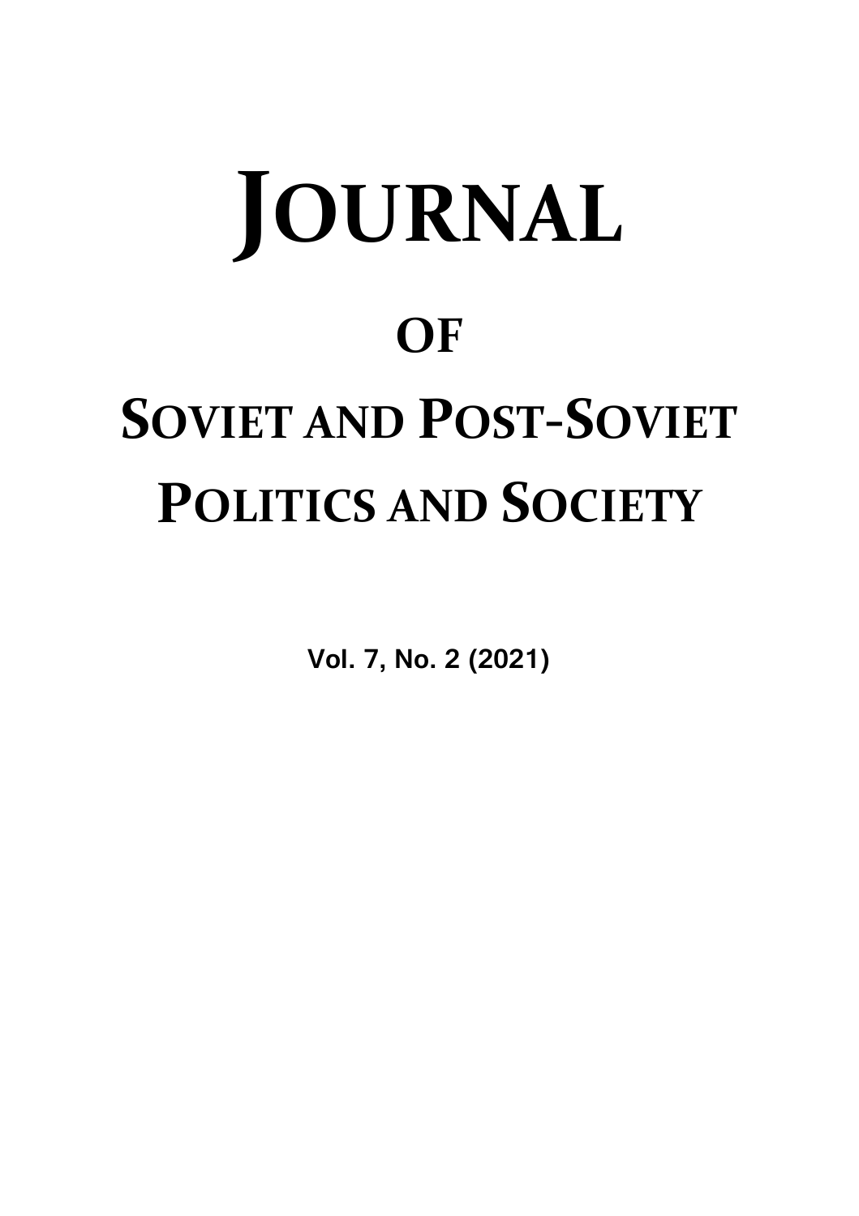# JOURNAL OF SOVIET AND POST-SOVIET POLITICS AND SOCIETY

**Vol. 7, No. 2 (2021)**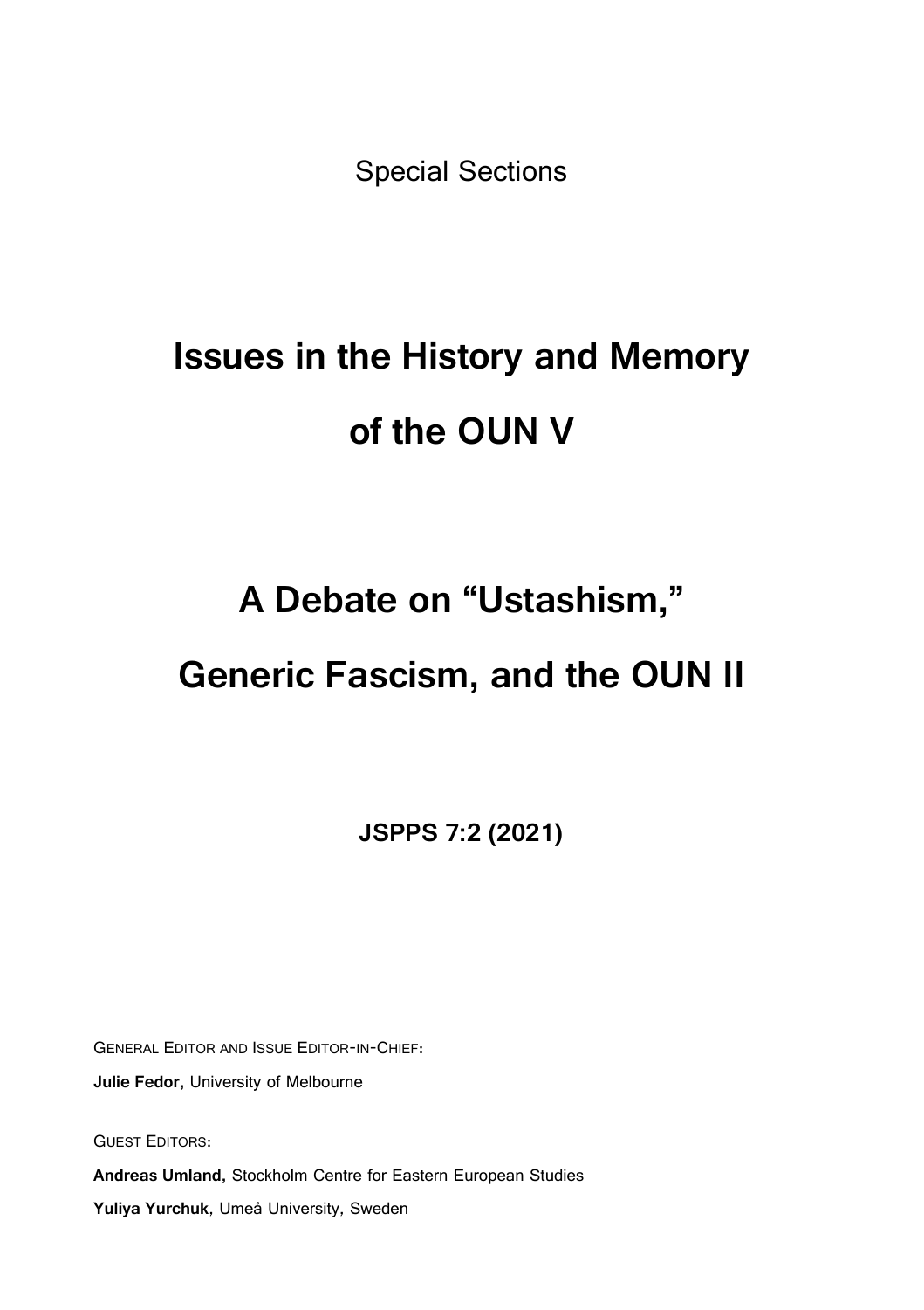Special Sections

# Issues in the History and Memory of the OUN V

# A Debate on "Ustashism," Generic Fascism, and the OUN II

**JSPPS 7:2 (2021)**

GENERAL EDITOR AND ISSUE EDITOR-IN-CHIEF:

**Julie Fedor,** University of Melbourne

GUEST EDITORS:

**Andreas Umland,** Stockholm Centre for Eastern European Studies

**Yuliya Yurchuk**, Umeå University, Sweden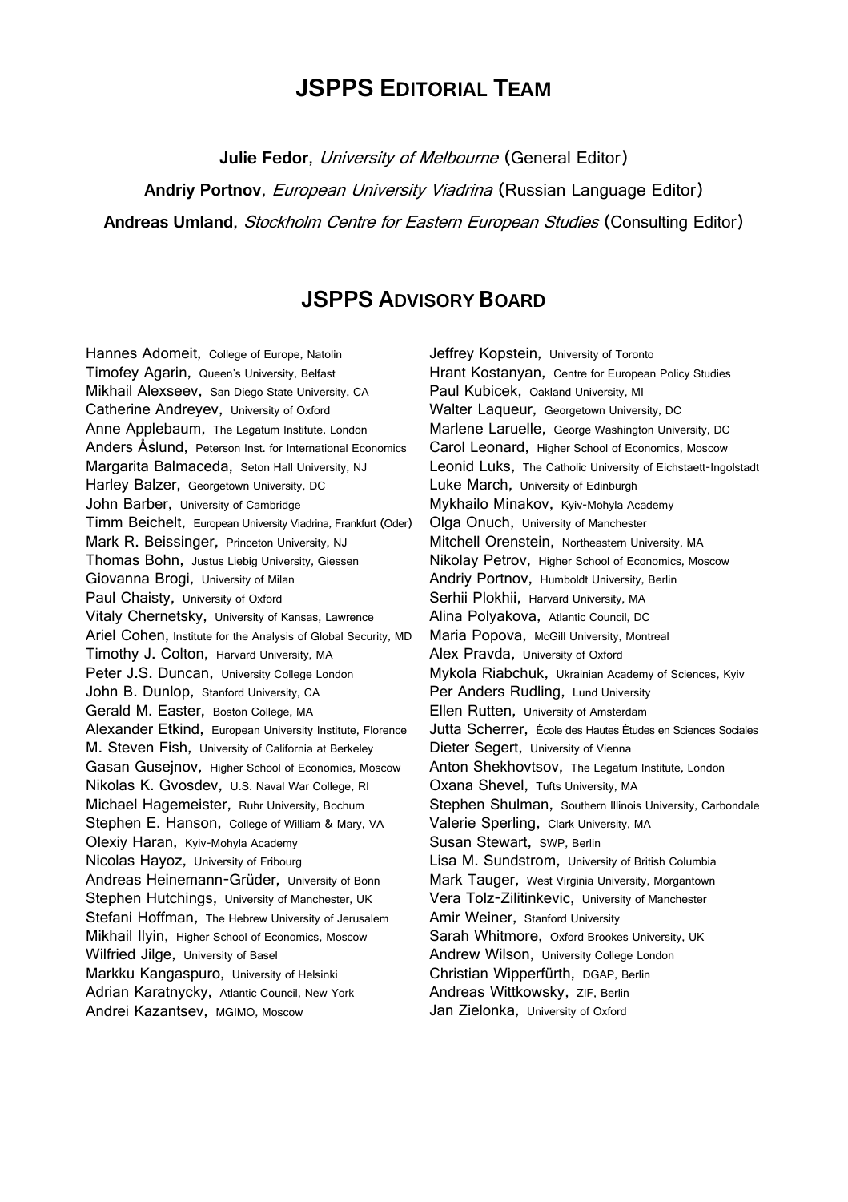# JSPPS Editorial Team

**Julie Fedor**, *University of Melbourne* (General Editor)

**Andriy Portnov**, *European University Viadrina* (Russian Language Editor)

**Andreas Umland**, *Stockholm Centre for Eastern European Studies* (Consulting Editor)

# JSPPS Advisory Board

Hannes Adomeit, College of Europe, Natolin
Timofey Agarin, Queen's University, Belfast
Mikhail Alexseev, San Diego State University, CA
Catherine Andreyev, University of Oxford
Anne Applebaum, The Legatum Institute, London
Anders Åslund, Peterson Inst. for International Economics
Margarita Balmaceda, Seton Hall University, NJ
Harley Balzer, Georgetown University, DC
John Barber, University of Cambridge
Timm Beichelt, European University Viadrina, Frankfurt (Oder)
Mark R. Beissinger, Princeton University, NJ
Thomas Bohn, Justus Liebig University, Giessen
Giovanna Brogi, University of Milan
Paul Chaisty, University of Oxford
Vitaly Chernetsky, University of Kansas, Lawrence
Ariel Cohen, Institute for the Analysis of Global Security, MD
Timothy J. Colton, Harvard University, MA
Peter J.S. Duncan, University College London
John B. Dunlop, Stanford University, CA
Gerald M. Easter, Boston College, MA
Alexander Etkind, European University Institute, Florence
M. Steven Fish, University of California at Berkeley
Gasan Gusejnov, Higher School of Economics, Moscow
Nikolas K. Gvosdev, U.S. Naval War College, RI
Michael Hagemeister, Ruhr University, Bochum
Stephen E. Hanson, College of William & Mary, VA
Olexiy Haran, Kyiv-Mohyla Academy
Nicolas Hayoz, University of Fribourg
Andreas Heinemann-Grüder, University of Bonn
Stephen Hutchings, University of Manchester, UK
Stefani Hoffman, The Hebrew University of Jerusalem
Mikhail Ilyin, Higher School of Economics, Moscow
Wilfried Jilge, University of Basel
Markku Kangaspuro, University of Helsinki
Adrian Karatnycky, Atlantic Council, New York
Andrei Kazantsev, MGIMO, Moscow
Jeffrey Kopstein, University of Toronto
Hrant Kostanyan, Centre for European Policy Studies
Paul Kubicek, Oakland University, MI
Walter Laqueur, Georgetown University, DC
Marlene Laruelle, George Washington University, DC
Carol Leonard, Higher School of Economics, Moscow
Leonid Luks, The Catholic University of Eichstaett-Ingolstadt
Luke March, University of Edinburgh
Mykhailo Minakov, Kyiv-Mohyla Academy
Olga Onuch, University of Manchester
Mitchell Orenstein, Northeastern University, MA
Nikolay Petrov, Higher School of Economics, Moscow
Andriy Portnov, Humboldt University, Berlin
Serhii Plokhii, Harvard University, MA
Alina Polyakova, Atlantic Council, DC
Maria Popova, McGill University, Montreal
Alex Pravda, University of Oxford
Mykola Riabchuk, Ukrainian Academy of Sciences, Kyiv
Per Anders Rudling, Lund University
Ellen Rutten, University of Amsterdam
Jutta Scherrer, École des Hautes Études en Sciences Sociales
Dieter Segert, University of Vienna
Anton Shekhovtsov, The Legatum Institute, London
Oxana Shevel, Tufts University, MA
Stephen Shulman, Southern Illinois University, Carbondale
Valerie Sperling, Clark University, MA
Susan Stewart, SWP, Berlin
Lisa M. Sundstrom, University of British Columbia
Mark Tauger, West Virginia University, Morgantown
Vera Tolz-Zilitinkevic, University of Manchester
Amir Weiner, Stanford University
Sarah Whitmore, Oxford Brookes University, UK
Andrew Wilson, University College London
Christian Wipperfürth, DGAP, Berlin
Andreas Wittkowsky, ZIF, Berlin
Jan Zielonka, University of Oxford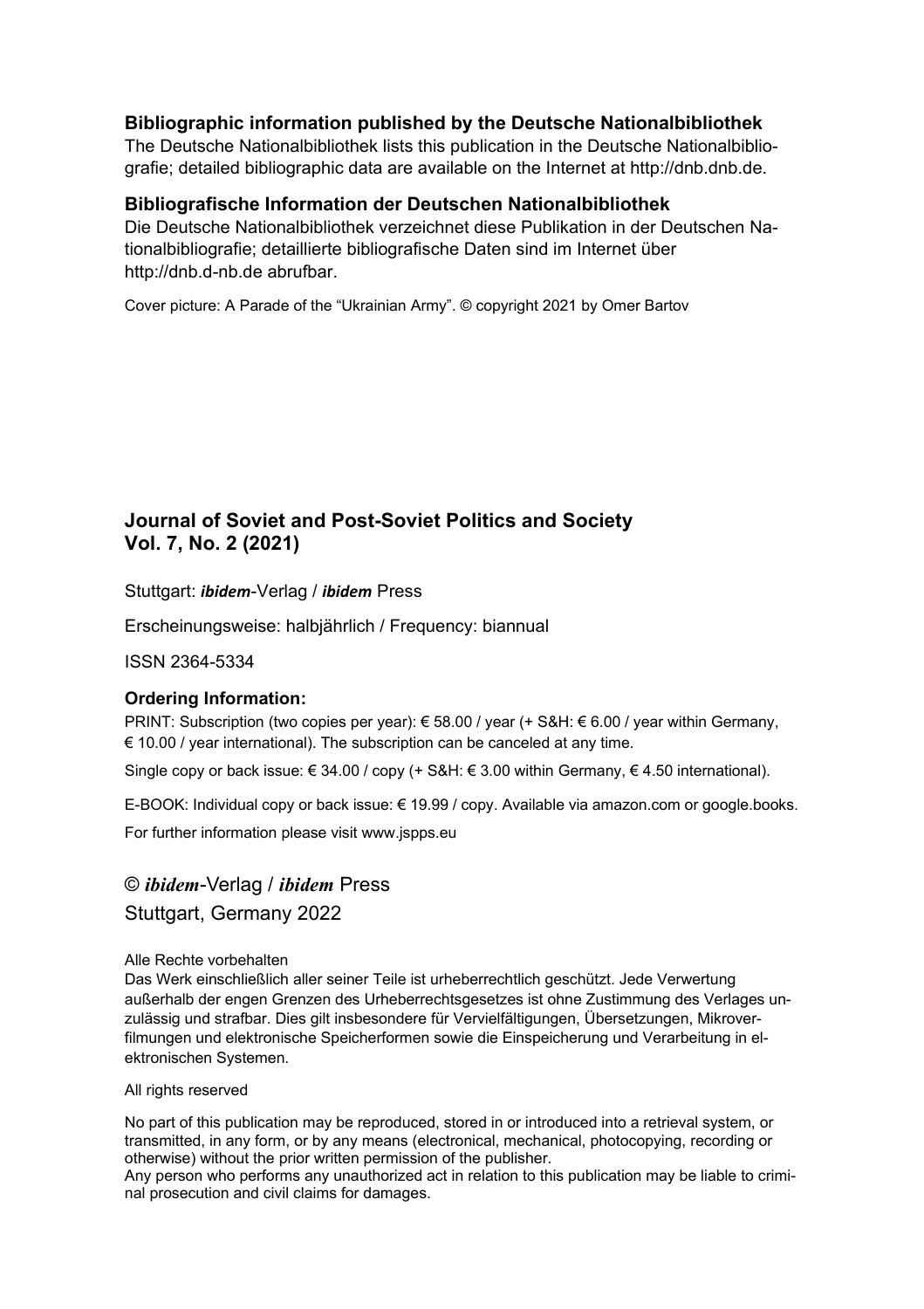**Bibliographic information published by the Deutsche Nationalbibliothek**
The Deutsche Nationalbibliothek lists this publication in the Deutsche Nationalbibliografie; detailed bibliographic data are available on the Internet at http://dnb.dnb.de.

**Bibliografische Information der Deutschen Nationalbibliothek**
Die Deutsche Nationalbibliothek verzeichnet diese Publikation in der Deutschen Nationalbibliografie; detaillierte bibliografische Daten sind im Internet über http://dnb.d-nb.de abrufbar.

Cover picture: A Parade of the "Ukrainian Army". © copyright 2021 by Omer Bartov

**Journal of Soviet and Post-Soviet Politics and Society**
**Vol. 7, No. 2 (2021)**

Stuttgart: ***ibidem***-Verlag / ***ibidem*** Press

Erscheinungsweise: halbjährlich / Frequency: biannual

ISSN 2364-5334

**Ordering Information:**

PRINT: Subscription (two copies per year): € 58.00 / year (+ S&H: € 6.00 / year within Germany, € 10.00 / year international). The subscription can be canceled at any time.

Single copy or back issue: € 34.00 / copy (+ S&H: € 3.00 within Germany, € 4.50 international).

E-BOOK: Individual copy or back issue: € 19.99 / copy. Available via amazon.com or google.books.

For further information please visit www.jspps.eu

© ***ibidem***-Verlag / ***ibidem*** Press
Stuttgart, Germany 2022

Alle Rechte vorbehalten
Das Werk einschließlich aller seiner Teile ist urheberrechtlich geschützt. Jede Verwertung außerhalb der engen Grenzen des Urheberrechtsgesetzes ist ohne Zustimmung des Verlages unzulässig und strafbar. Dies gilt insbesondere für Vervielfältigungen, Übersetzungen, Mikroverfilmungen und elektronische Speicherformen sowie die Einspeicherung und Verarbeitung in elektronischen Systemen.

All rights reserved

No part of this publication may be reproduced, stored in or introduced into a retrieval system, or transmitted, in any form, or by any means (electronical, mechanical, photocopying, recording or otherwise) without the prior written permission of the publisher.
Any person who performs any unauthorized act in relation to this publication may be liable to criminal prosecution and civil claims for damages.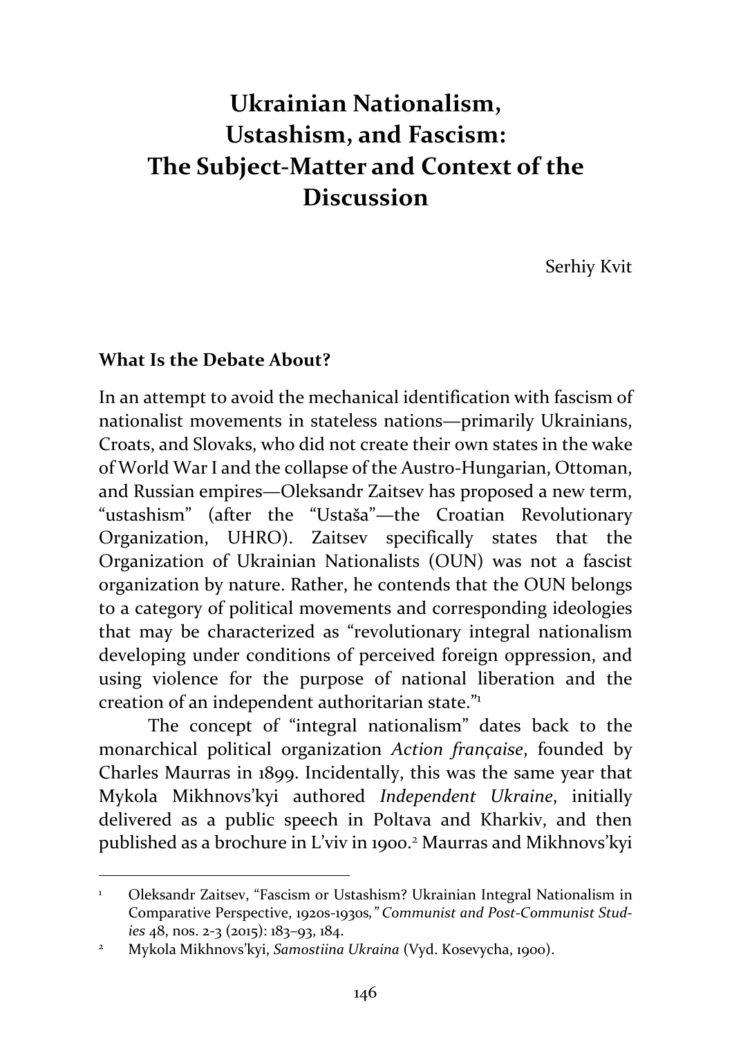# Ukrainian Nationalism, Ustashism, and Fascism: The Subject-Matter and Context of the Discussion

Serhiy Kvit

## What Is the Debate About?

In an attempt to avoid the mechanical identification with fascism of nationalist movements in stateless nations—primarily Ukrainians, Croats, and Slovaks, who did not create their own states in the wake of World War I and the collapse of the Austro-Hungarian, Ottoman, and Russian empires—Oleksandr Zaitsev has proposed a new term, "ustashism" (after the "Ustaša"—the Croatian Revolutionary Organization, UHRO). Zaitsev specifically states that the Organization of Ukrainian Nationalists (OUN) was not a fascist organization by nature. Rather, he contends that the OUN belongs to a category of political movements and corresponding ideologies that may be characterized as "revolutionary integral nationalism developing under conditions of perceived foreign oppression, and using violence for the purpose of national liberation and the creation of an independent authoritarian state."[1]

The concept of "integral nationalism" dates back to the monarchical political organization *Action française*, founded by Charles Maurras in 1899. Incidentally, this was the same year that Mykola Mikhnovs'kyi authored *Independent Ukraine*, initially delivered as a public speech in Poltava and Kharkiv, and then published as a brochure in L'viv in 1900.[2] Maurras and Mikhnovs'kyi

---

[1] Oleksandr Zaitsev, "Fascism or Ustashism? Ukrainian Integral Nationalism in Comparative Perspective, 1920s-1930s," *Communist and Post-Communist Studies* 48, nos. 2-3 (2015): 183–93, 184.

[2] Mykola Mikhnovs'kyi, *Samostiina Ukraina* (Vyd. Kosevycha, 1900).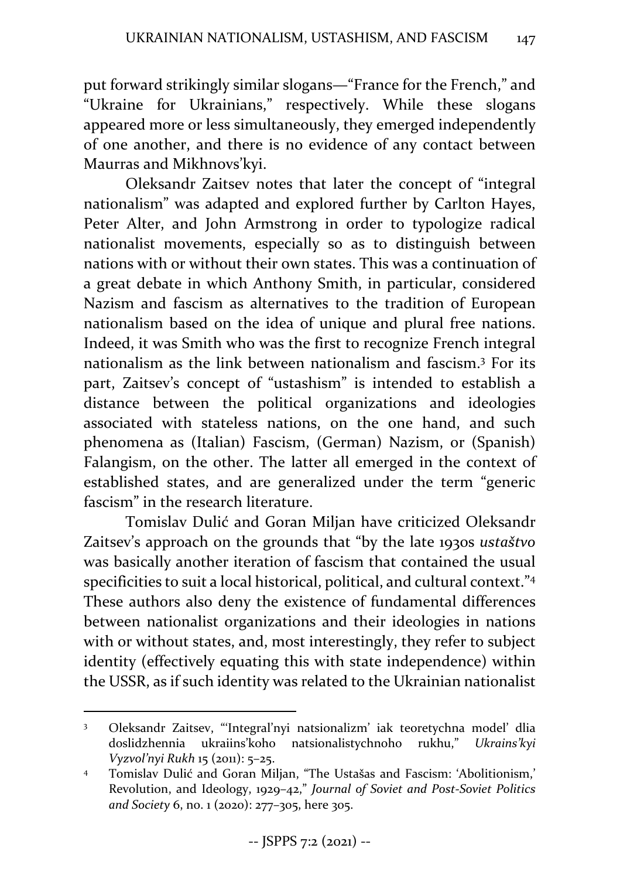put forward strikingly similar slogans—"France for the French," and "Ukraine for Ukrainians," respectively. While these slogans appeared more or less simultaneously, they emerged independently of one another, and there is no evidence of any contact between Maurras and Mikhnovs'kyi.

Oleksandr Zaitsev notes that later the concept of "integral nationalism" was adapted and explored further by Carlton Hayes, Peter Alter, and John Armstrong in order to typologize radical nationalist movements, especially so as to distinguish between nations with or without their own states. This was a continuation of a great debate in which Anthony Smith, in particular, considered Nazism and fascism as alternatives to the tradition of European nationalism based on the idea of unique and plural free nations. Indeed, it was Smith who was the first to recognize French integral nationalism as the link between nationalism and fascism.[3] For its part, Zaitsev's concept of "ustashism" is intended to establish a distance between the political organizations and ideologies associated with stateless nations, on the one hand, and such phenomena as (Italian) Fascism, (German) Nazism, or (Spanish) Falangism, on the other. The latter all emerged in the context of established states, and are generalized under the term "generic fascism" in the research literature.

Tomislav Dulić and Goran Miljan have criticized Oleksandr Zaitsev's approach on the grounds that "by the late 1930s *ustaštvo* was basically another iteration of fascism that contained the usual specificities to suit a local historical, political, and cultural context."[4] These authors also deny the existence of fundamental differences between nationalist organizations and their ideologies in nations with or without states, and, most interestingly, they refer to subject identity (effectively equating this with state independence) within the USSR, as if such identity was related to the Ukrainian nationalist

---

[3] Oleksandr Zaitsev, "'Integral'nyi natsionalizm' iak teoretychna model' dlia doslidzhennia ukraiins'koho natsionalistychnoho rukhu," *Ukrains'kyi Vyzvol'nyi Rukh* 15 (2011): 5–25.

[4] Tomislav Dulić and Goran Miljan, "The Ustašas and Fascism: 'Abolitionism,' Revolution, and Ideology, 1929–42," *Journal of Soviet and Post-Soviet Politics and Society* 6, no. 1 (2020): 277–305, here 305.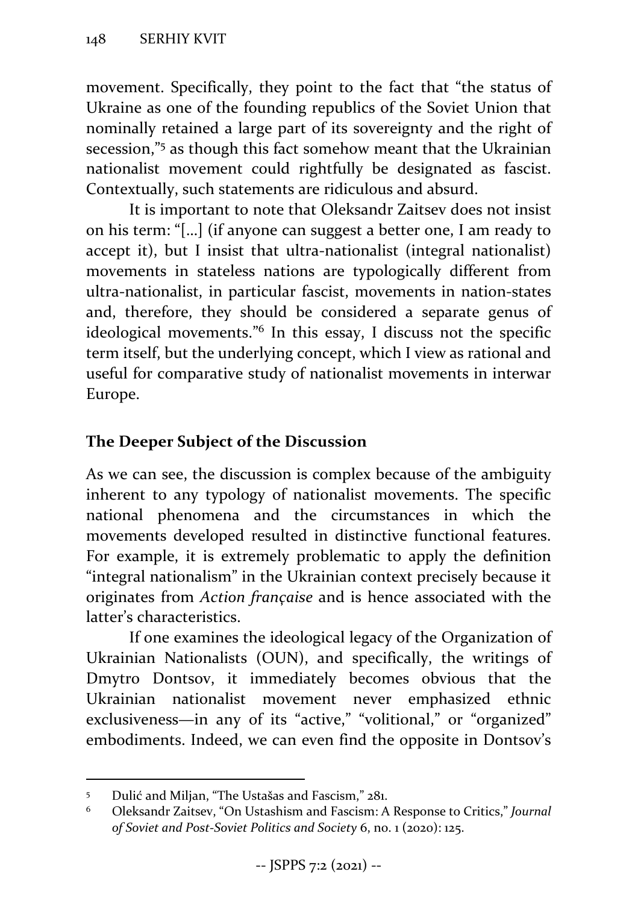movement. Specifically, they point to the fact that "the status of Ukraine as one of the founding republics of the Soviet Union that nominally retained a large part of its sovereignty and the right of secession,"[5] as though this fact somehow meant that the Ukrainian nationalist movement could rightfully be designated as fascist. Contextually, such statements are ridiculous and absurd.

It is important to note that Oleksandr Zaitsev does not insist on his term: "[…] (if anyone can suggest a better one, I am ready to accept it), but I insist that ultra-nationalist (integral nationalist) movements in stateless nations are typologically different from ultra-nationalist, in particular fascist, movements in nation-states and, therefore, they should be considered a separate genus of ideological movements."[6] In this essay, I discuss not the specific term itself, but the underlying concept, which I view as rational and useful for comparative study of nationalist movements in interwar Europe.

## The Deeper Subject of the Discussion

As we can see, the discussion is complex because of the ambiguity inherent to any typology of nationalist movements. The specific national phenomena and the circumstances in which the movements developed resulted in distinctive functional features. For example, it is extremely problematic to apply the definition "integral nationalism" in the Ukrainian context precisely because it originates from *Action française* and is hence associated with the latter's characteristics.

If one examines the ideological legacy of the Organization of Ukrainian Nationalists (OUN), and specifically, the writings of Dmytro Dontsov, it immediately becomes obvious that the Ukrainian nationalist movement never emphasized ethnic exclusiveness—in any of its "active," "volitional," or "organized" embodiments. Indeed, we can even find the opposite in Dontsov's

---

[5] Dulić and Miljan, "The Ustašas and Fascism," 281.

[6] Oleksandr Zaitsev, "On Ustashism and Fascism: A Response to Critics," *Journal of Soviet and Post-Soviet Politics and Society* 6, no. 1 (2020): 125.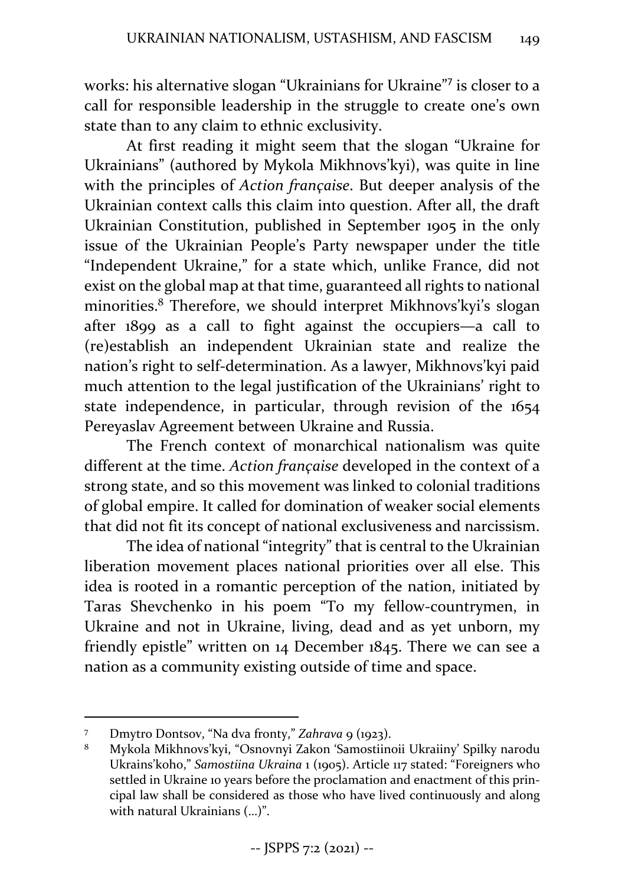works: his alternative slogan "Ukrainians for Ukraine"[7] is closer to a call for responsible leadership in the struggle to create one's own state than to any claim to ethnic exclusivity.

At first reading it might seem that the slogan "Ukraine for Ukrainians" (authored by Mykola Mikhnovs'kyi), was quite in line with the principles of *Action française*. But deeper analysis of the Ukrainian context calls this claim into question. After all, the draft Ukrainian Constitution, published in September 1905 in the only issue of the Ukrainian People's Party newspaper under the title "Independent Ukraine," for a state which, unlike France, did not exist on the global map at that time, guaranteed all rights to national minorities.[8] Therefore, we should interpret Mikhnovs'kyi's slogan after 1899 as a call to fight against the occupiers—a call to (re)establish an independent Ukrainian state and realize the nation's right to self-determination. As a lawyer, Mikhnovs'kyi paid much attention to the legal justification of the Ukrainians' right to state independence, in particular, through revision of the 1654 Pereyaslav Agreement between Ukraine and Russia.

The French context of monarchical nationalism was quite different at the time. *Action française* developed in the context of a strong state, and so this movement was linked to colonial traditions of global empire. It called for domination of weaker social elements that did not fit its concept of national exclusiveness and narcissism.

The idea of national "integrity" that is central to the Ukrainian liberation movement places national priorities over all else. This idea is rooted in a romantic perception of the nation, initiated by Taras Shevchenko in his poem "To my fellow-countrymen, in Ukraine and not in Ukraine, living, dead and as yet unborn, my friendly epistle" written on 14 December 1845. There we can see a nation as a community existing outside of time and space.

---

7 Dmytro Dontsov, "Na dva fronty," *Zahrava* 9 (1923).

8 Mykola Mikhnovs'kyi, "Osnovnyi Zakon 'Samostiinoii Ukraiiny' Spilky narodu Ukrains'koho," *Samostiina Ukraina* 1 (1905). Article 117 stated: "Foreigners who settled in Ukraine 10 years before the proclamation and enactment of this principal law shall be considered as those who have lived continuously and along with natural Ukrainians (…)".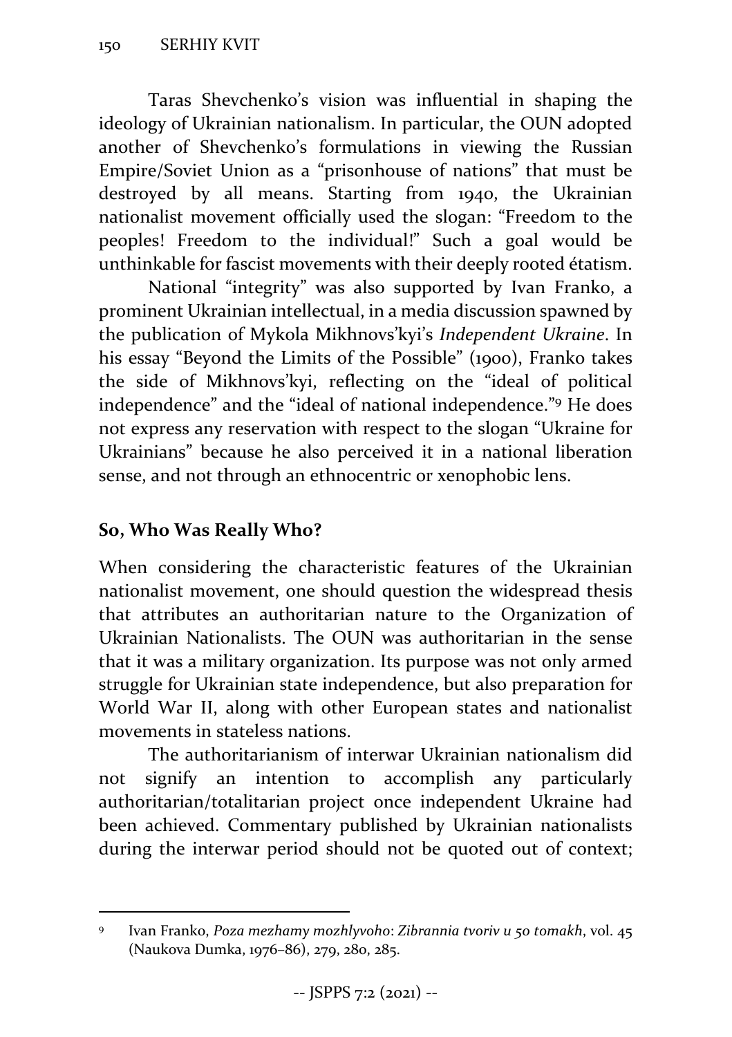Taras Shevchenko's vision was influential in shaping the ideology of Ukrainian nationalism. In particular, the OUN adopted another of Shevchenko's formulations in viewing the Russian Empire/Soviet Union as a "prisonhouse of nations" that must be destroyed by all means. Starting from 1940, the Ukrainian nationalist movement officially used the slogan: "Freedom to the peoples! Freedom to the individual!" Such a goal would be unthinkable for fascist movements with their deeply rooted étatism.

National "integrity" was also supported by Ivan Franko, a prominent Ukrainian intellectual, in a media discussion spawned by the publication of Mykola Mikhnovs'kyi's *Independent Ukraine*. In his essay "Beyond the Limits of the Possible" (1900), Franko takes the side of Mikhnovs'kyi, reflecting on the "ideal of political independence" and the "ideal of national independence."[9] He does not express any reservation with respect to the slogan "Ukraine for Ukrainians" because he also perceived it in a national liberation sense, and not through an ethnocentric or xenophobic lens.

## So, Who Was Really Who?

When considering the characteristic features of the Ukrainian nationalist movement, one should question the widespread thesis that attributes an authoritarian nature to the Organization of Ukrainian Nationalists. The OUN was authoritarian in the sense that it was a military organization. Its purpose was not only armed struggle for Ukrainian state independence, but also preparation for World War II, along with other European states and nationalist movements in stateless nations.

The authoritarianism of interwar Ukrainian nationalism did not signify an intention to accomplish any particularly authoritarian/totalitarian project once independent Ukraine had been achieved. Commentary published by Ukrainian nationalists during the interwar period should not be quoted out of context;

---

[9] Ivan Franko, *Poza mezhamy mozhlyvoho*: *Zibrannia tvoriv u 50 tomakh*, vol. 45 (Naukova Dumka, 1976–86), 279, 280, 285.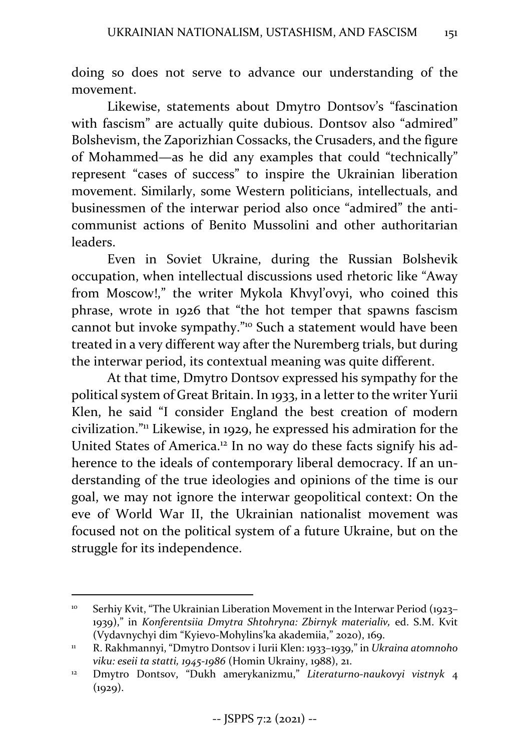doing so does not serve to advance our understanding of the movement.

Likewise, statements about Dmytro Dontsov's "fascination with fascism" are actually quite dubious. Dontsov also "admired" Bolshevism, the Zaporizhian Cossacks, the Crusaders, and the figure of Mohammed—as he did any examples that could "technically" represent "cases of success" to inspire the Ukrainian liberation movement. Similarly, some Western politicians, intellectuals, and businessmen of the interwar period also once "admired" the anti-communist actions of Benito Mussolini and other authoritarian leaders.

Even in Soviet Ukraine, during the Russian Bolshevik occupation, when intellectual discussions used rhetoric like "Away from Moscow!," the writer Mykola Khvyl'ovyi, who coined this phrase, wrote in 1926 that "the hot temper that spawns fascism cannot but invoke sympathy."[10] Such a statement would have been treated in a very different way after the Nuremberg trials, but during the interwar period, its contextual meaning was quite different.

At that time, Dmytro Dontsov expressed his sympathy for the political system of Great Britain. In 1933, in a letter to the writer Yurii Klen, he said "I consider England the best creation of modern civilization."[11] Likewise, in 1929, he expressed his admiration for the United States of America.[12] In no way do these facts signify his adherence to the ideals of contemporary liberal democracy. If an understanding of the true ideologies and opinions of the time is our goal, we may not ignore the interwar geopolitical context: On the eve of World War II, the Ukrainian nationalist movement was focused not on the political system of a future Ukraine, but on the struggle for its independence.

---

[10] Serhiy Kvit, "The Ukrainian Liberation Movement in the Interwar Period (1923–1939)," in *Konferentsiia Dmytra Shtohryna: Zbirnyk materialiv,* ed. S.M. Kvit (Vydavnychyi dim "Kyievo-Mohylins'ka akademiia," 2020), 169.

[11] R. Rakhmannyi, "Dmytro Dontsov i Iurii Klen: 1933–1939," in *Ukraina atomnoho viku: eseii ta statti, 1945-1986* (Homin Ukrainy, 1988), 21.

[12] Dmytro Dontsov, "Dukh amerykanizmu," *Literaturno-naukovyi vistnyk* 4 (1929).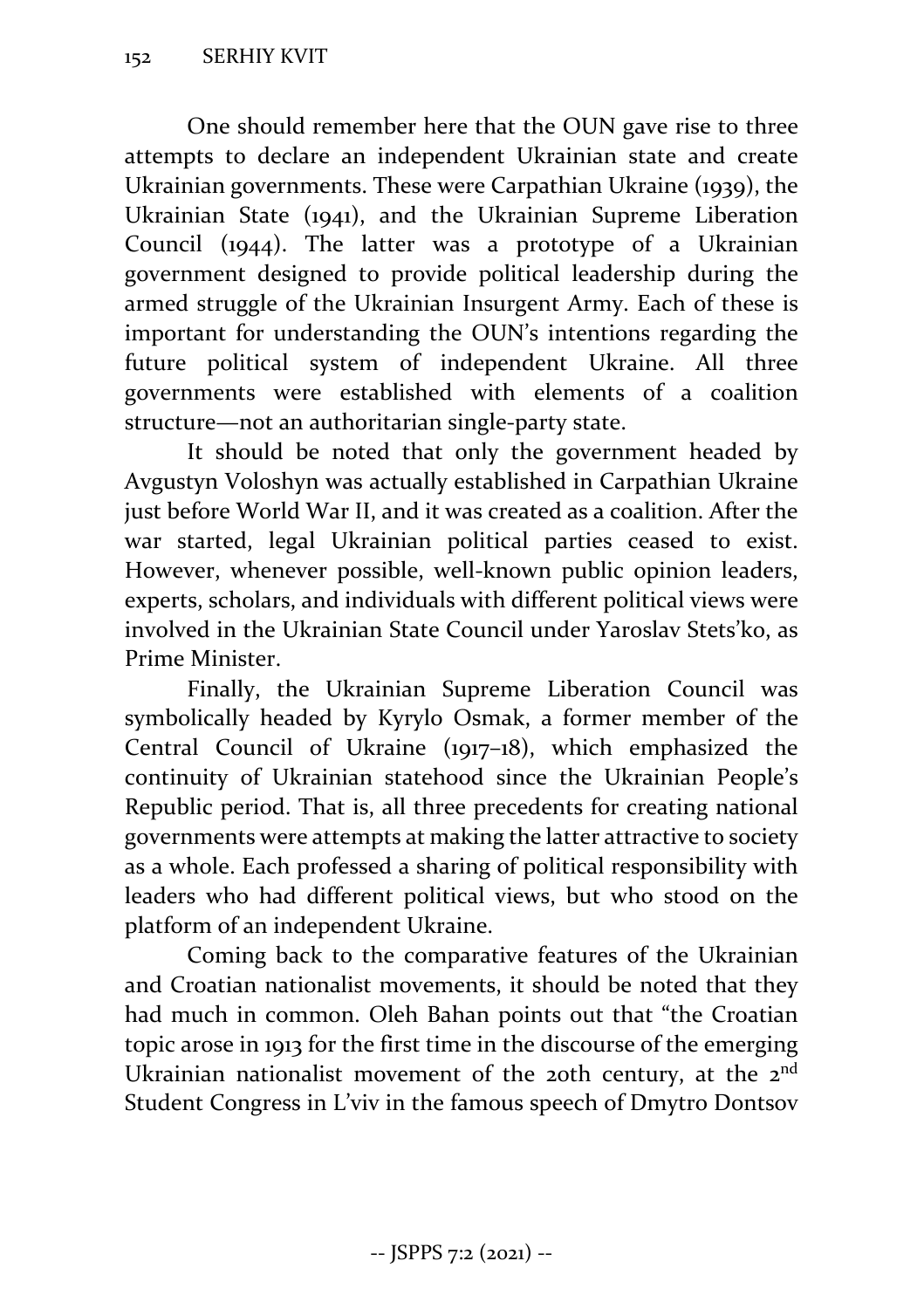One should remember here that the OUN gave rise to three attempts to declare an independent Ukrainian state and create Ukrainian governments. These were Carpathian Ukraine (1939), the Ukrainian State (1941), and the Ukrainian Supreme Liberation Council (1944). The latter was a prototype of a Ukrainian government designed to provide political leadership during the armed struggle of the Ukrainian Insurgent Army. Each of these is important for understanding the OUN's intentions regarding the future political system of independent Ukraine. All three governments were established with elements of a coalition structure—not an authoritarian single-party state.

It should be noted that only the government headed by Avgustyn Voloshyn was actually established in Carpathian Ukraine just before World War II, and it was created as a coalition. After the war started, legal Ukrainian political parties ceased to exist. However, whenever possible, well-known public opinion leaders, experts, scholars, and individuals with different political views were involved in the Ukrainian State Council under Yaroslav Stets'ko, as Prime Minister.

Finally, the Ukrainian Supreme Liberation Council was symbolically headed by Kyrylo Osmak, a former member of the Central Council of Ukraine (1917–18), which emphasized the continuity of Ukrainian statehood since the Ukrainian People's Republic period. That is, all three precedents for creating national governments were attempts at making the latter attractive to society as a whole. Each professed a sharing of political responsibility with leaders who had different political views, but who stood on the platform of an independent Ukraine.

Coming back to the comparative features of the Ukrainian and Croatian nationalist movements, it should be noted that they had much in common. Oleh Bahan points out that "the Croatian topic arose in 1913 for the first time in the discourse of the emerging Ukrainian nationalist movement of the 20th century, at the 2nd Student Congress in L'viv in the famous speech of Dmytro Dontsov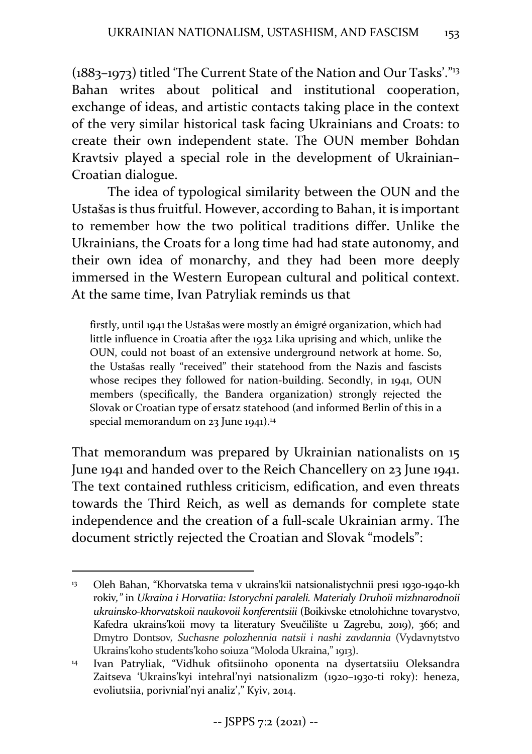(1883–1973) titled 'The Current State of the Nation and Our Tasks'."[13] Bahan writes about political and institutional cooperation, exchange of ideas, and artistic contacts taking place in the context of the very similar historical task facing Ukrainians and Croats: to create their own independent state. The OUN member Bohdan Kravtsiv played a special role in the development of Ukrainian–Croatian dialogue.

The idea of typological similarity between the OUN and the Ustašas is thus fruitful. However, according to Bahan, it is important to remember how the two political traditions differ. Unlike the Ukrainians, the Croats for a long time had had state autonomy, and their own idea of monarchy, and they had been more deeply immersed in the Western European cultural and political context. At the same time, Ivan Patryliak reminds us that

> firstly, until 1941 the Ustašas were mostly an émigré organization, which had little influence in Croatia after the 1932 Lika uprising and which, unlike the OUN, could not boast of an extensive underground network at home. So, the Ustašas really "received" their statehood from the Nazis and fascists whose recipes they followed for nation-building. Secondly, in 1941, OUN members (specifically, the Bandera organization) strongly rejected the Slovak or Croatian type of ersatz statehood (and informed Berlin of this in a special memorandum on 23 June 1941).[14]

That memorandum was prepared by Ukrainian nationalists on 15 June 1941 and handed over to the Reich Chancellery on 23 June 1941. The text contained ruthless criticism, edification, and even threats towards the Third Reich, as well as demands for complete state independence and the creation of a full-scale Ukrainian army. The document strictly rejected the Croatian and Slovak "models":

---

[13] Oleh Bahan, "Khorvatska tema v ukrains'kii natsionalistychnii presi 1930-1940-kh rokiv," in *Ukraina i Horvatiia: Istorychni paraleli. Materialy Druhoii mizhnarodnoii ukrainsko-khorvatskoii naukovoii konferentsiii* (Boikivske etnolohichne tovarystvo, Kafedra ukrains'koii movy ta literatury Sveučilište u Zagrebu, 2019), 366; and Dmytro Dontsov, *Suchasne polozhennia natsii i nashi zavdannia* (Vydavnytstvo Ukrains'koho students'koho soiuza "Moloda Ukraina," 1913).

[14] Ivan Patryliak, "Vidhuk ofitsiinoho oponenta na dysertatsiiu Oleksandra Zaitseva 'Ukrains'kyi intehral'nyi natsionalizm (1920–1930-ti roky): heneza, evoliutsiia, porivnial'nyi analiz'," Kyiv, 2014.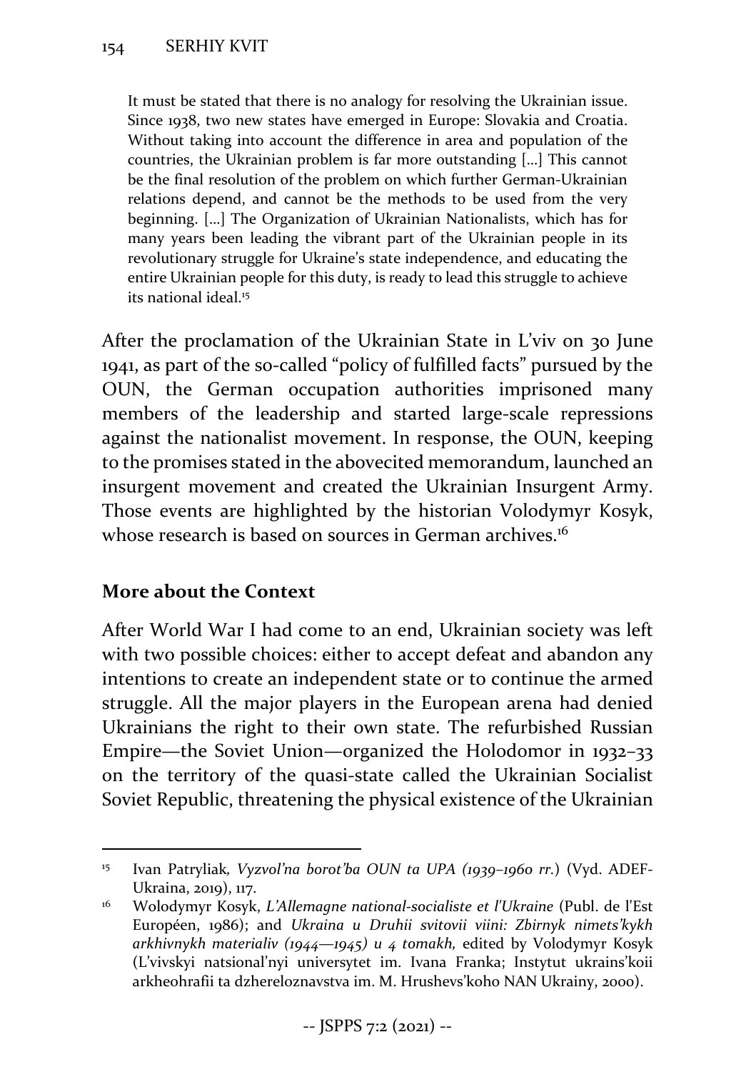> It must be stated that there is no analogy for resolving the Ukrainian issue. Since 1938, two new states have emerged in Europe: Slovakia and Croatia. Without taking into account the difference in area and population of the countries, the Ukrainian problem is far more outstanding […] This cannot be the final resolution of the problem on which further German-Ukrainian relations depend, and cannot be the methods to be used from the very beginning. […] The Organization of Ukrainian Nationalists, which has for many years been leading the vibrant part of the Ukrainian people in its revolutionary struggle for Ukraine's state independence, and educating the entire Ukrainian people for this duty, is ready to lead this struggle to achieve its national ideal.[15]

After the proclamation of the Ukrainian State in L'viv on 30 June 1941, as part of the so-called "policy of fulfilled facts" pursued by the OUN, the German occupation authorities imprisoned many members of the leadership and started large-scale repressions against the nationalist movement. In response, the OUN, keeping to the promises stated in the abovecited memorandum, launched an insurgent movement and created the Ukrainian Insurgent Army. Those events are highlighted by the historian Volodymyr Kosyk, whose research is based on sources in German archives.[16]

## More about the Context

After World War I had come to an end, Ukrainian society was left with two possible choices: either to accept defeat and abandon any intentions to create an independent state or to continue the armed struggle. All the major players in the European arena had denied Ukrainians the right to their own state. The refurbished Russian Empire—the Soviet Union—organized the Holodomor in 1932–33 on the territory of the quasi-state called the Ukrainian Socialist Soviet Republic, threatening the physical existence of the Ukrainian

---

[15] Ivan Patryliak, *Vyzvol'na borot'ba OUN ta UPA (1939–1960 rr.)* (Vyd. ADEF-Ukraina, 2019), 117.

[16] Wolodymyr Kosyk, *L'Allemagne national-socialiste et l'Ukraine* (Publ. de l'Est Européen, 1986); and *Ukraina u Druhii svitovii viini: Zbirnyk nimets'kykh arkhivnykh materialiv (1944—1945) u 4 tomakh,* edited by Volodymyr Kosyk (L'vivskyi natsional'nyi universytet im. Ivana Franka; Instytut ukrains'koii arkheohrafii ta dzhereloznavstva im. M. Hrushevs'koho NAN Ukrainy, 2000).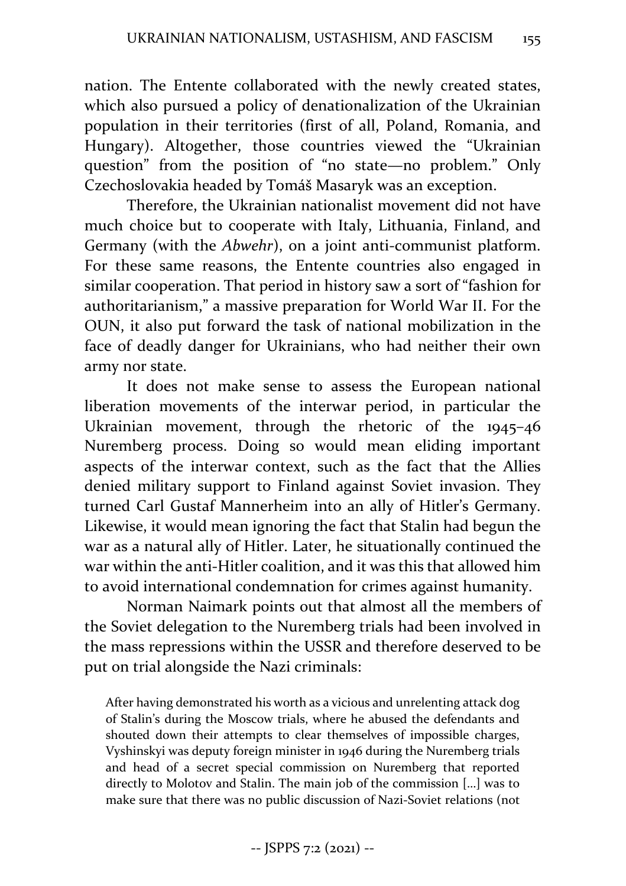nation. The Entente collaborated with the newly created states, which also pursued a policy of denationalization of the Ukrainian population in their territories (first of all, Poland, Romania, and Hungary). Altogether, those countries viewed the "Ukrainian question" from the position of "no state—no problem." Only Czechoslovakia headed by Tomáš Masaryk was an exception.

Therefore, the Ukrainian nationalist movement did not have much choice but to cooperate with Italy, Lithuania, Finland, and Germany (with the *Abwehr*), on a joint anti-communist platform. For these same reasons, the Entente countries also engaged in similar cooperation. That period in history saw a sort of "fashion for authoritarianism," a massive preparation for World War II. For the OUN, it also put forward the task of national mobilization in the face of deadly danger for Ukrainians, who had neither their own army nor state.

It does not make sense to assess the European national liberation movements of the interwar period, in particular the Ukrainian movement, through the rhetoric of the 1945–46 Nuremberg process. Doing so would mean eliding important aspects of the interwar context, such as the fact that the Allies denied military support to Finland against Soviet invasion. They turned Carl Gustaf Mannerheim into an ally of Hitler's Germany. Likewise, it would mean ignoring the fact that Stalin had begun the war as a natural ally of Hitler. Later, he situationally continued the war within the anti-Hitler coalition, and it was this that allowed him to avoid international condemnation for crimes against humanity.

Norman Naimark points out that almost all the members of the Soviet delegation to the Nuremberg trials had been involved in the mass repressions within the USSR and therefore deserved to be put on trial alongside the Nazi criminals:

> After having demonstrated his worth as a vicious and unrelenting attack dog of Stalin's during the Moscow trials, where he abused the defendants and shouted down their attempts to clear themselves of impossible charges, Vyshinskyi was deputy foreign minister in 1946 during the Nuremberg trials and head of a secret special commission on Nuremberg that reported directly to Molotov and Stalin. The main job of the commission [...] was to make sure that there was no public discussion of Nazi-Soviet relations (not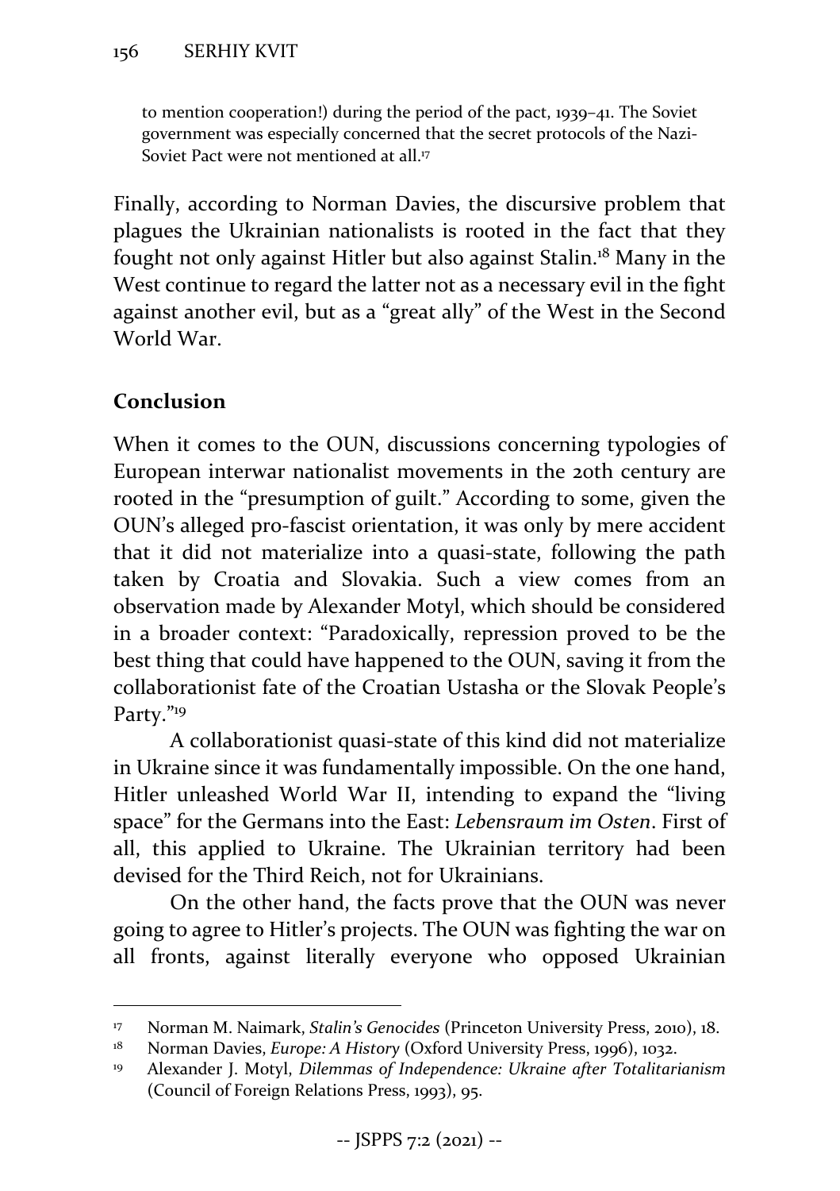to mention cooperation!) during the period of the pact, 1939–41. The Soviet government was especially concerned that the secret protocols of the Nazi-Soviet Pact were not mentioned at all.[17]

Finally, according to Norman Davies, the discursive problem that plagues the Ukrainian nationalists is rooted in the fact that they fought not only against Hitler but also against Stalin.[18] Many in the West continue to regard the latter not as a necessary evil in the fight against another evil, but as a "great ally" of the West in the Second World War.

## Conclusion

When it comes to the OUN, discussions concerning typologies of European interwar nationalist movements in the 20th century are rooted in the "presumption of guilt." According to some, given the OUN's alleged pro-fascist orientation, it was only by mere accident that it did not materialize into a quasi-state, following the path taken by Croatia and Slovakia. Such a view comes from an observation made by Alexander Motyl, which should be considered in a broader context: "Paradoxically, repression proved to be the best thing that could have happened to the OUN, saving it from the collaborationist fate of the Croatian Ustasha or the Slovak People's Party."[19]

A collaborationist quasi-state of this kind did not materialize in Ukraine since it was fundamentally impossible. On the one hand, Hitler unleashed World War II, intending to expand the "living space" for the Germans into the East: *Lebensraum im Osten*. First of all, this applied to Ukraine. The Ukrainian territory had been devised for the Third Reich, not for Ukrainians.

On the other hand, the facts prove that the OUN was never going to agree to Hitler's projects. The OUN was fighting the war on all fronts, against literally everyone who opposed Ukrainian

---

[17] Norman M. Naimark, *Stalin's Genocides* (Princeton University Press, 2010), 18.

[18] Norman Davies, *Europe: A History* (Oxford University Press, 1996), 1032.

[19] Alexander J. Motyl, *Dilemmas of Independence: Ukraine after Totalitarianism* (Council of Foreign Relations Press, 1993), 95.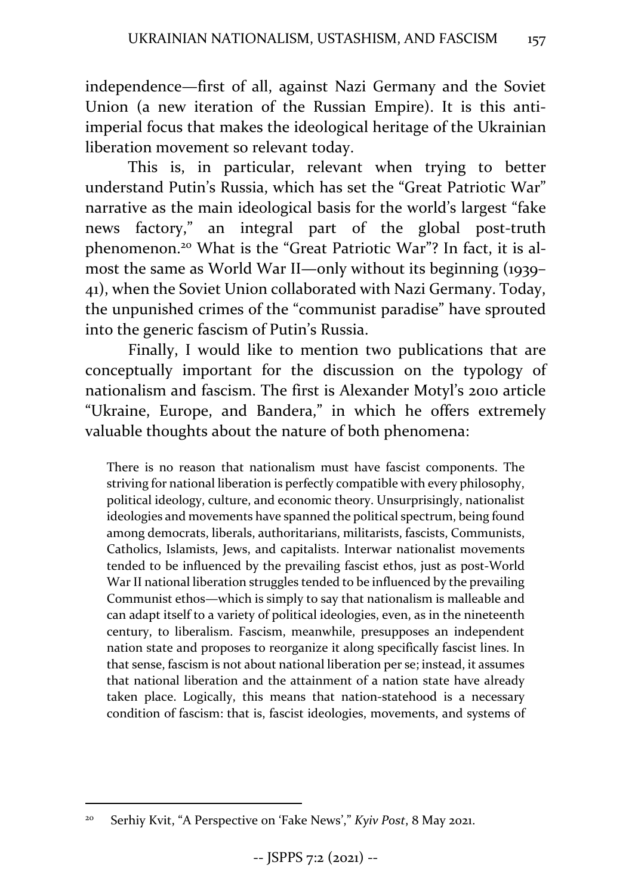independence—first of all, against Nazi Germany and the Soviet Union (a new iteration of the Russian Empire). It is this anti-imperial focus that makes the ideological heritage of the Ukrainian liberation movement so relevant today.

This is, in particular, relevant when trying to better understand Putin's Russia, which has set the "Great Patriotic War" narrative as the main ideological basis for the world's largest "fake news factory," an integral part of the global post-truth phenomenon.[20] What is the "Great Patriotic War"? In fact, it is almost the same as World War II—only without its beginning (1939–41), when the Soviet Union collaborated with Nazi Germany. Today, the unpunished crimes of the "communist paradise" have sprouted into the generic fascism of Putin's Russia.

Finally, I would like to mention two publications that are conceptually important for the discussion on the typology of nationalism and fascism. The first is Alexander Motyl's 2010 article "Ukraine, Europe, and Bandera," in which he offers extremely valuable thoughts about the nature of both phenomena:

> There is no reason that nationalism must have fascist components. The striving for national liberation is perfectly compatible with every philosophy, political ideology, culture, and economic theory. Unsurprisingly, nationalist ideologies and movements have spanned the political spectrum, being found among democrats, liberals, authoritarians, militarists, fascists, Communists, Catholics, Islamists, Jews, and capitalists. Interwar nationalist movements tended to be influenced by the prevailing fascist ethos, just as post-World War II national liberation struggles tended to be influenced by the prevailing Communist ethos—which is simply to say that nationalism is malleable and can adapt itself to a variety of political ideologies, even, as in the nineteenth century, to liberalism. Fascism, meanwhile, presupposes an independent nation state and proposes to reorganize it along specifically fascist lines. In that sense, fascism is not about national liberation per se; instead, it assumes that national liberation and the attainment of a nation state have already taken place. Logically, this means that nation-statehood is a necessary condition of fascism: that is, fascist ideologies, movements, and systems of

---

[20] Serhiy Kvit, "A Perspective on 'Fake News'," *Kyiv Post*, 8 May 2021.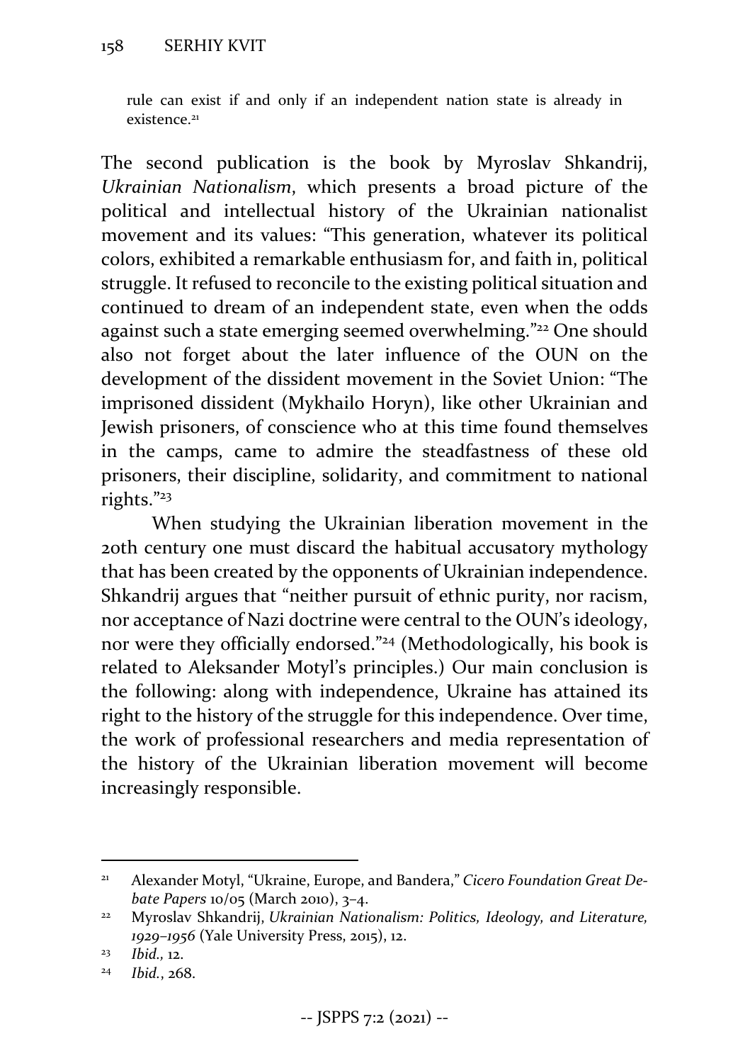rule can exist if and only if an independent nation state is already in existence.[21]

The second publication is the book by Myroslav Shkandrij, *Ukrainian Nationalism*, which presents a broad picture of the political and intellectual history of the Ukrainian nationalist movement and its values: "This generation, whatever its political colors, exhibited a remarkable enthusiasm for, and faith in, political struggle. It refused to reconcile to the existing political situation and continued to dream of an independent state, even when the odds against such a state emerging seemed overwhelming."[22] One should also not forget about the later influence of the OUN on the development of the dissident movement in the Soviet Union: "The imprisoned dissident (Mykhailo Horyn), like other Ukrainian and Jewish prisoners, of conscience who at this time found themselves in the camps, came to admire the steadfastness of these old prisoners, their discipline, solidarity, and commitment to national rights."[23]

When studying the Ukrainian liberation movement in the 20th century one must discard the habitual accusatory mythology that has been created by the opponents of Ukrainian independence. Shkandrij argues that "neither pursuit of ethnic purity, nor racism, nor acceptance of Nazi doctrine were central to the OUN's ideology, nor were they officially endorsed."[24] (Methodologically, his book is related to Aleksander Motyl's principles.) Our main conclusion is the following: along with independence, Ukraine has attained its right to the history of the struggle for this independence. Over time, the work of professional researchers and media representation of the history of the Ukrainian liberation movement will become increasingly responsible.

---

[21] Alexander Motyl, "Ukraine, Europe, and Bandera," *Cicero Foundation Great Debate Papers* 10/05 (March 2010), 3–4.

[22] Myroslav Shkandrij, *Ukrainian Nationalism: Politics, Ideology, and Literature, 1929–1956* (Yale University Press, 2015), 12.

[23] *Ibid.,* 12.

[24] *Ibid.*, 268.